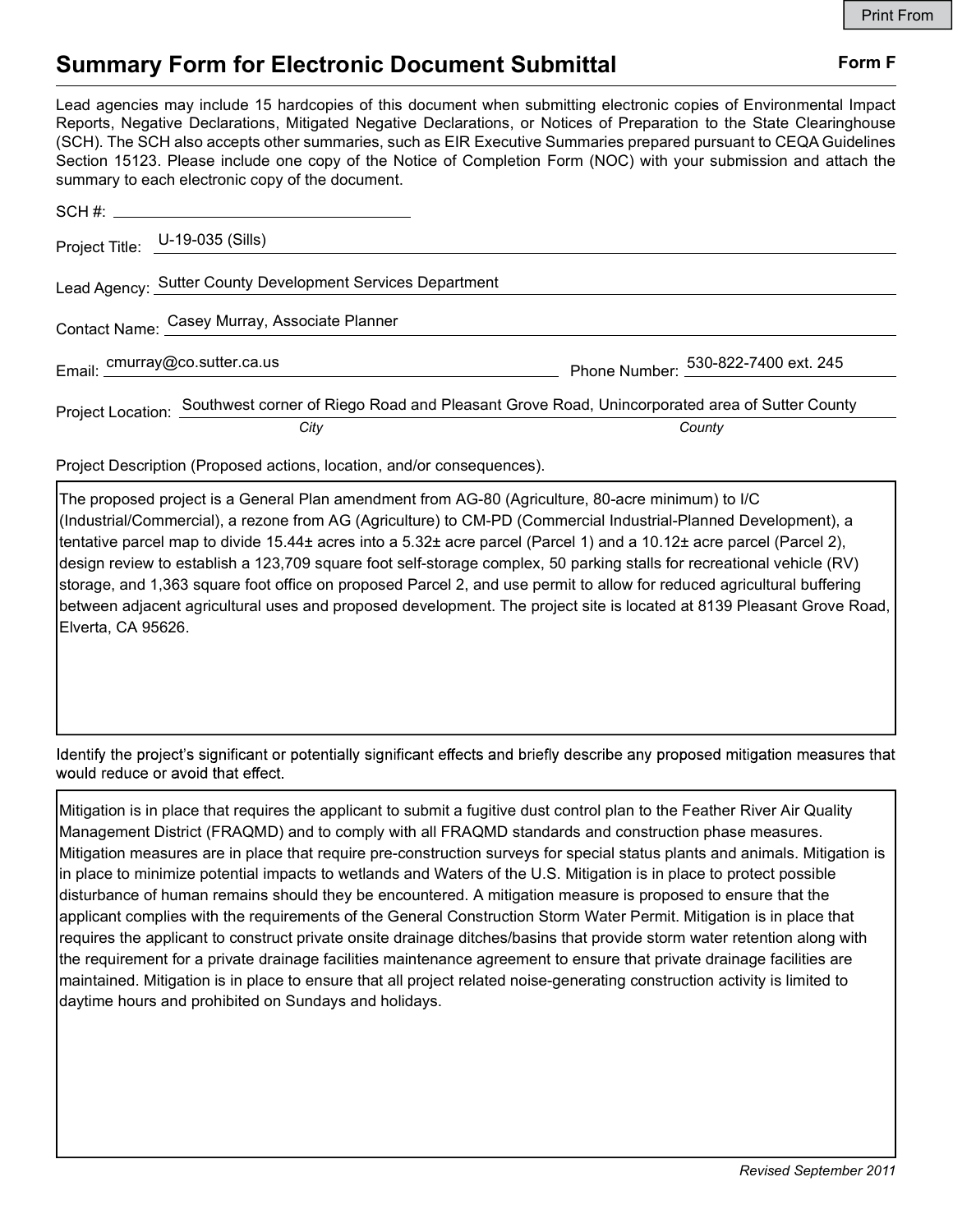# Summary Form for Electronic Document Submittal

**Form F**

Lead agencies may include 15 hardcopies of this document when submitting electronic copies of Environmental Impact Reports, Negative Declarations, Mitigated Negative Declarations, or Notices of Preparation to the State Clearinghouse (SCH). The SCH also accepts other summaries, such as EIR Executive Summaries prepared pursuant to CEQA Guidelines Section 15123. Please include one copy of the Notice of Completion Form (NOC) with your submission and attach the summary to each electronic copy of the document.

SCH #: 

Project Title: U-19-035 (Sills)

Lead Agency: Sutter County Development Services Department

Contact Name: Casey Murray, Associate Planner

Email: cmurray@co.sutter.ca.us

Phone Number: 530-822-7400 ext. 245

Project Location: Southwest corner of Riego Road and Pleasant Grove Road, Unincorporated area of Sutter County

*City* *County*

Project Description (Proposed actions, location, and/or consequences).

The proposed project is a General Plan amendment from AG-80 (Agriculture, 80-acre minimum) to I/C (Industrial/Commercial), a rezone from AG (Agriculture) to CM-PD (Commercial Industrial-Planned Development), a tentative parcel map to divide 15.44± acres into a 5.32± acre parcel (Parcel 1) and a 10.12± acre parcel (Parcel 2), design review to establish a 123,709 square foot self-storage complex, 50 parking stalls for recreational vehicle (RV) storage, and 1,363 square foot office on proposed Parcel 2, and use permit to allow for reduced agricultural buffering between adjacent agricultural uses and proposed development. The project site is located at 8139 Pleasant Grove Road, Elverta, CA 95626.

Identify the project's significant or potentially significant effects and briefly describe any proposed mitigation measures that would reduce or avoid that effect.

Mitigation is in place that requires the applicant to submit a fugitive dust control plan to the Feather River Air Quality Management District (FRAQMD) and to comply with all FRAQMD standards and construction phase measures. Mitigation measures are in place that require pre-construction surveys for special status plants and animals. Mitigation is in place to minimize potential impacts to wetlands and Waters of the U.S. Mitigation is in place to protect possible disturbance of human remains should they be encountered. A mitigation measure is proposed to ensure that the applicant complies with the requirements of the General Construction Storm Water Permit. Mitigation is in place that requires the applicant to construct private onsite drainage ditches/basins that provide storm water retention along with the requirement for a private drainage facilities maintenance agreement to ensure that private drainage facilities are maintained. Mitigation is in place to ensure that all project related noise-generating construction activity is limited to daytime hours and prohibited on Sundays and holidays.

*Revised September 2011*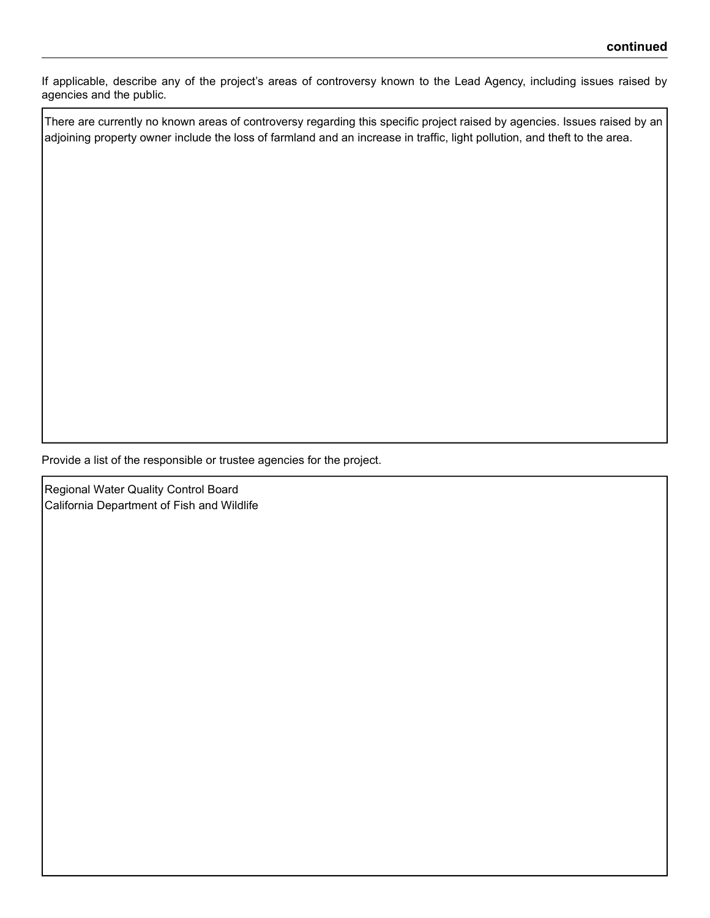If applicable, describe any of the project's areas of controversy known to the Lead Agency, including issues raised by agencies and the public.

There are currently no known areas of controversy regarding this specific project raised by agencies. Issues raised by an adjoining property owner include the loss of farmland and an increase in traffic, light pollution, and theft to the area.

Provide a list of the responsible or trustee agencies for the project.

Regional Water Quality Control Board
California Department of Fish and Wildlife